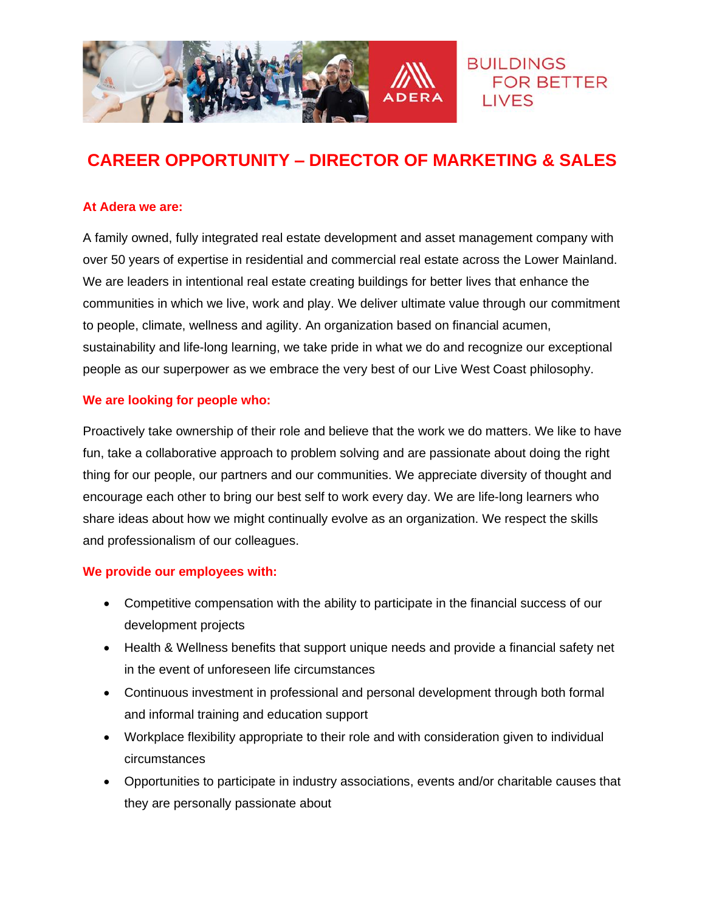BUILDINGS FOR BETTER LIVES

# CAREER OPPORTUNITY – DIRECTOR OF MARKETING & SALES

**At Adera we are:**

A family owned, fully integrated real estate development and asset management company with over 50 years of expertise in residential and commercial real estate across the Lower Mainland. We are leaders in intentional real estate creating buildings for better lives that enhance the communities in which we live, work and play. We deliver ultimate value through our commitment to people, climate, wellness and agility. An organization based on financial acumen, sustainability and life-long learning, we take pride in what we do and recognize our exceptional people as our superpower as we embrace the very best of our Live West Coast philosophy.

**We are looking for people who:**

Proactively take ownership of their role and believe that the work we do matters. We like to have fun, take a collaborative approach to problem solving and are passionate about doing the right thing for our people, our partners and our communities. We appreciate diversity of thought and encourage each other to bring our best self to work every day. We are life-long learners who share ideas about how we might continually evolve as an organization. We respect the skills and professionalism of our colleagues.

**We provide our employees with:**

- Competitive compensation with the ability to participate in the financial success of our development projects
- Health & Wellness benefits that support unique needs and provide a financial safety net in the event of unforeseen life circumstances
- Continuous investment in professional and personal development through both formal and informal training and education support
- Workplace flexibility appropriate to their role and with consideration given to individual circumstances
- Opportunities to participate in industry associations, events and/or charitable causes that they are personally passionate about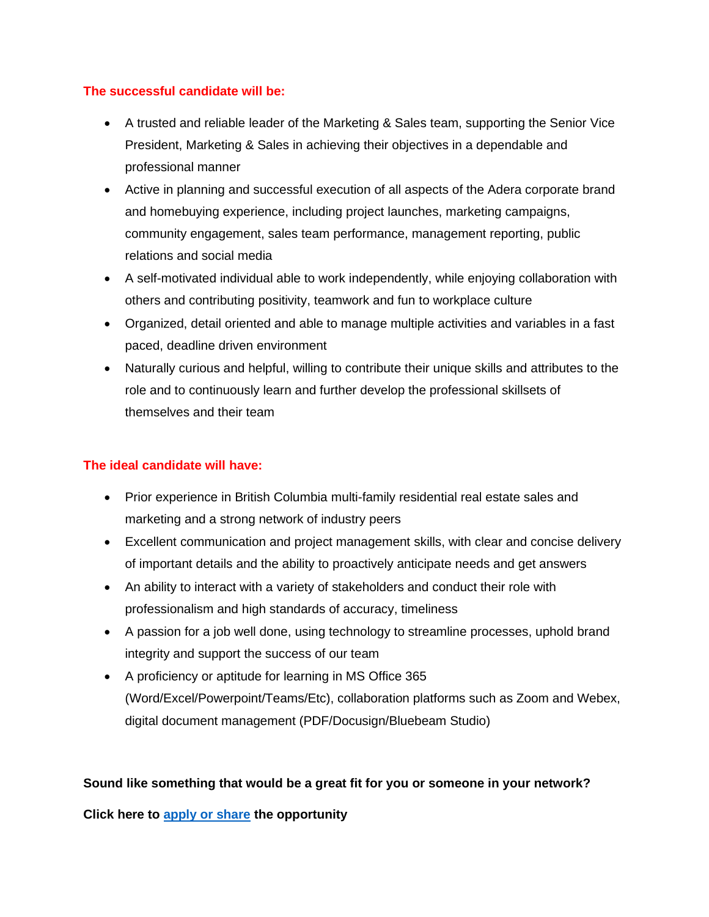**The successful candidate will be:**

- A trusted and reliable leader of the Marketing & Sales team, supporting the Senior Vice President, Marketing & Sales in achieving their objectives in a dependable and professional manner
- Active in planning and successful execution of all aspects of the Adera corporate brand and homebuying experience, including project launches, marketing campaigns, community engagement, sales team performance, management reporting, public relations and social media
- A self-motivated individual able to work independently, while enjoying collaboration with others and contributing positivity, teamwork and fun to workplace culture
- Organized, detail oriented and able to manage multiple activities and variables in a fast paced, deadline driven environment
- Naturally curious and helpful, willing to contribute their unique skills and attributes to the role and to continuously learn and further develop the professional skillsets of themselves and their team

**The ideal candidate will have:**

- Prior experience in British Columbia multi-family residential real estate sales and marketing and a strong network of industry peers
- Excellent communication and project management skills, with clear and concise delivery of important details and the ability to proactively anticipate needs and get answers
- An ability to interact with a variety of stakeholders and conduct their role with professionalism and high standards of accuracy, timeliness
- A passion for a job well done, using technology to streamline processes, uphold brand integrity and support the success of our team
- A proficiency or aptitude for learning in MS Office 365 (Word/Excel/Powerpoint/Teams/Etc), collaboration platforms such as Zoom and Webex, digital document management (PDF/Docusign/Bluebeam Studio)

**Sound like something that would be a great fit for you or someone in your network?**

**Click here to apply or share the opportunity**